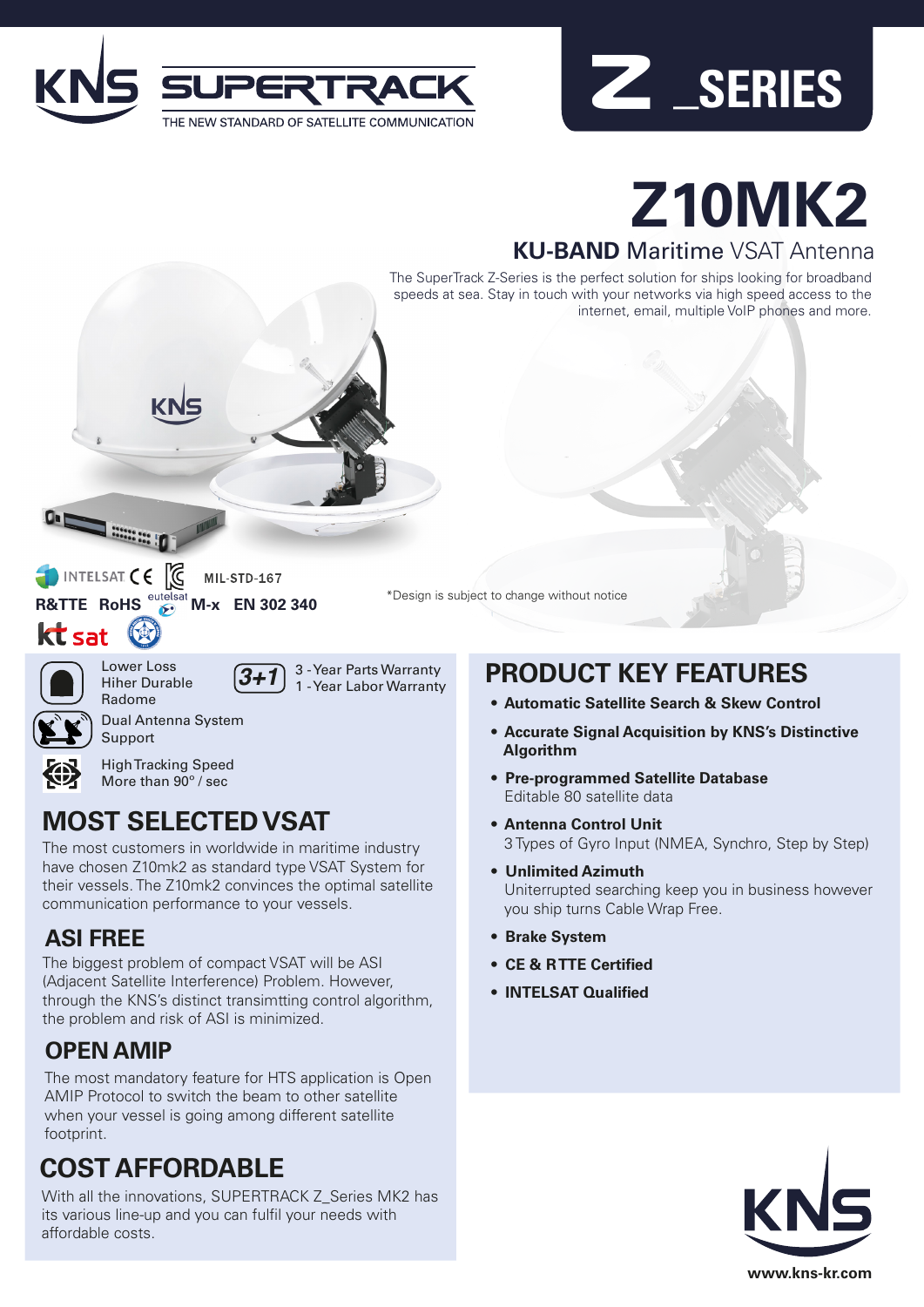KNS SUPERTRACK

THE NEW STANDARD OF SATELLITE COMMUNICATION

Z _SERIES

# Z10MK2

## KU-BAND Maritime VSAT Antenna

The SuperTrack Z-Series is the perfect solution for ships looking for broadband speeds at sea. Stay in touch with your networks via high speed access to the internet, email, multiple VoIP phones and more.

INTELSAT CE MIL-STD-167

R&TTE RoHS eutelsat M-x EN 302 340

kt sat

*Design is subject to change without notice

Lower Loss Hiher Durable Radome

3+1 3 - Year Parts Warranty 1 - Year Labor Warranty

Dual Antenna System Support

High Tracking Speed More than 90° / sec

## MOST SELECTED VSAT

The most customers in worldwide in maritime industry have chosen Z10mk2 as standard type VSAT System for their vessels. The Z10mk2 convinces the optimal satellite communication performance to your vessels.

## ASI FREE

The biggest problem of compact VSAT will be ASI (Adjacent Satellite Interference) Problem. However, through the KNS's distinct transimtting control algorithm, the problem and risk of ASI is minimized.

## OPEN AMIP

The most mandatory feature for HTS application is Open AMIP Protocol to switch the beam to other satellite when your vessel is going among different satellite footprint.

## COST AFFORDABLE

With all the innovations, SUPERTRACK Z_Series MK2 has its various line-up and you can fulfil your needs with affordable costs.

## PRODUCT KEY FEATURES

- **Automatic Satellite Search & Skew Control**
- **Accurate Signal Acquisition by KNS's Distinctive Algorithm**
- **Pre-programmed Satellite Database**
  Editable 80 satellite data
- **Antenna Control Unit**
  3 Types of Gyro Input (NMEA, Synchro, Step by Step)
- **Unlimited Azimuth**
  Uniterrupted searching keep you in business however you ship turns Cable Wrap Free.
- **Brake System**
- **CE & RTTE Certified**
- **INTELSAT Qualified**

KNS

www.kns-kr.com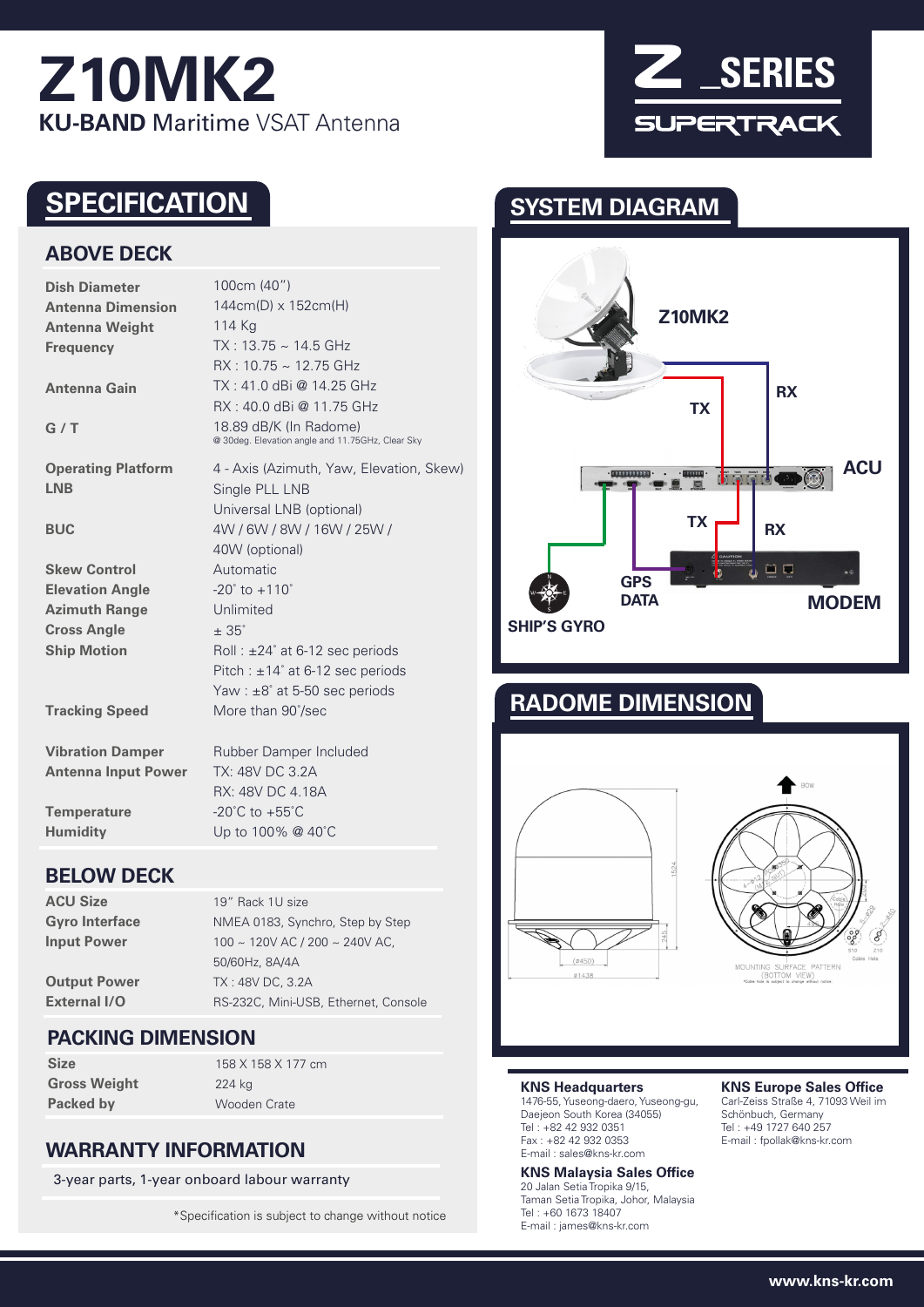# Z10MK2

**KU-BAND** Maritime VSAT Antenna

Z _SERIES SUPERTRACK

## SPECIFICATION

### ABOVE DECK

| | |
|---|---|
| **Dish Diameter** | 100cm (40") |
| **Antenna Dimension** | 144cm(D) x 152cm(H) |
| **Antenna Weight** | 114 Kg |
| **Frequency** | TX : 13.75 ~ 14.5 GHz<br>RX : 10.75 ~ 12.75 GHz |
| **Antenna Gain** | TX : 41.0 dBi @ 14.25 GHz<br>RX : 40.0 dBi @ 11.75 GHz |
| **G / T** | 18.89 dB/K (In Radome)<br>@ 30deg. Elevation angle and 11.75GHz, Clear Sky |
| **Operating Platform** | 4 - Axis (Azimuth, Yaw, Elevation, Skew) |
| **LNB** | Single PLL LNB<br>Universal LNB (optional) |
| **BUC** | 4W / 6W / 8W / 16W / 25W /<br>40W (optional) |
| **Skew Control** | Automatic |
| **Elevation Angle** | -20˚ to +110˚ |
| **Azimuth Range** | Unlimited |
| **Cross Angle** | ± 35˚ |
| **Ship Motion** | Roll : ±24˚ at 6-12 sec periods<br>Pitch : ±14˚ at 6-12 sec periods<br>Yaw : ±8˚ at 5-50 sec periods |
| **Tracking Speed** | More than 90˚/sec |
| **Vibration Damper** | Rubber Damper Included |
| **Antenna Input Power** | TX: 48V DC 3.2A<br>RX: 48V DC 4.18A |
| **Temperature** | -20˚C to +55˚C |
| **Humidity** | Up to 100% @ 40˚C |

### BELOW DECK

| | |
|---|---|
| **ACU Size** | 19" Rack 1U size |
| **Gyro Interface** | NMEA 0183, Synchro, Step by Step |
| **Input Power** | 100 ~ 120V AC / 200 ~ 240V AC,<br>50/60Hz, 8A/4A |
| **Output Power** | TX : 48V DC, 3.2A |
| **External I/O** | RS-232C, Mini-USB, Ethernet, Console |

### PACKING DIMENSION

| | |
|---|---|
| **Size** | 158 X 158 X 177 cm |
| **Gross Weight** | 224 kg |
| **Packed by** | Wooden Crate |

### WARRANTY INFORMATION

3-year parts, 1-year onboard labour warranty

*Specification is subject to change without notice

## SYSTEM DIAGRAM

Z10MK2
TX
RX
ACU
TX
RX
GPS DATA
MODEM
SHIP'S GYRO

## RADOME DIMENSION

1524
745
(ø450)
ø1438
BOW
MOUNTING SURFACE PATTERN (BOTTOM VIEW)

**KNS Headquarters**
1476-55, Yuseong-daero, Yuseong-gu, Daejeon South Korea (34055)
Tel : +82 42 932 0351
Fax : +82 42 932 0353
E-mail : sales@kns-kr.com

**KNS Europe Sales Office**
Carl-Zeiss Straße 4, 71093 Weil im Schönbuch, Germany
Tel : +49 1727 640 257
E-mail : fpollak@kns-kr.com

**KNS Malaysia Sales Office**
20 Jalan Setia Tropika 9/15, Taman Setia Tropika, Johor, Malaysia
Tel : +60 1673 18407
E-mail : james@kns-kr.com

www.kns-kr.com